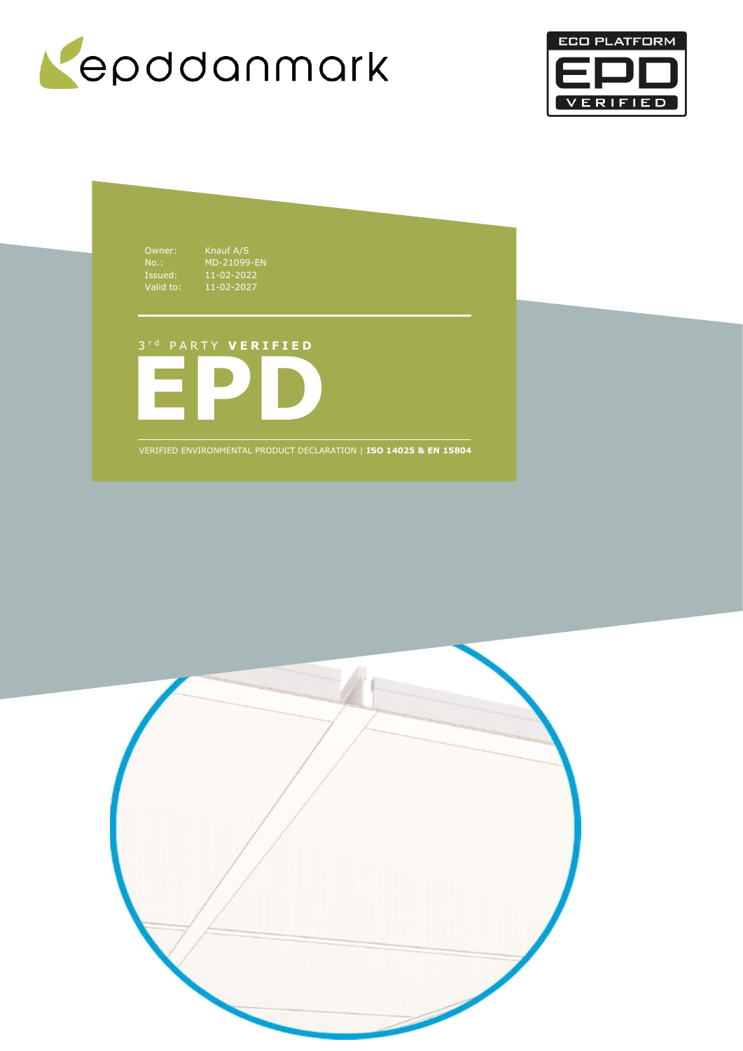epddanmark

ECO PLATFORM EPD VERIFIED

| | |
|---|---|
| Owner: | Knauf A/S |
| No.: | MD-21099-EN |
| Issued: | 11-02-2022 |
| Valid to: | 11-02-2027 |

3rd PARTY **VERIFIED**

# EPD

VERIFIED ENVIRONMENTAL PRODUCT DECLARATION | **ISO 14025 & EN 15804**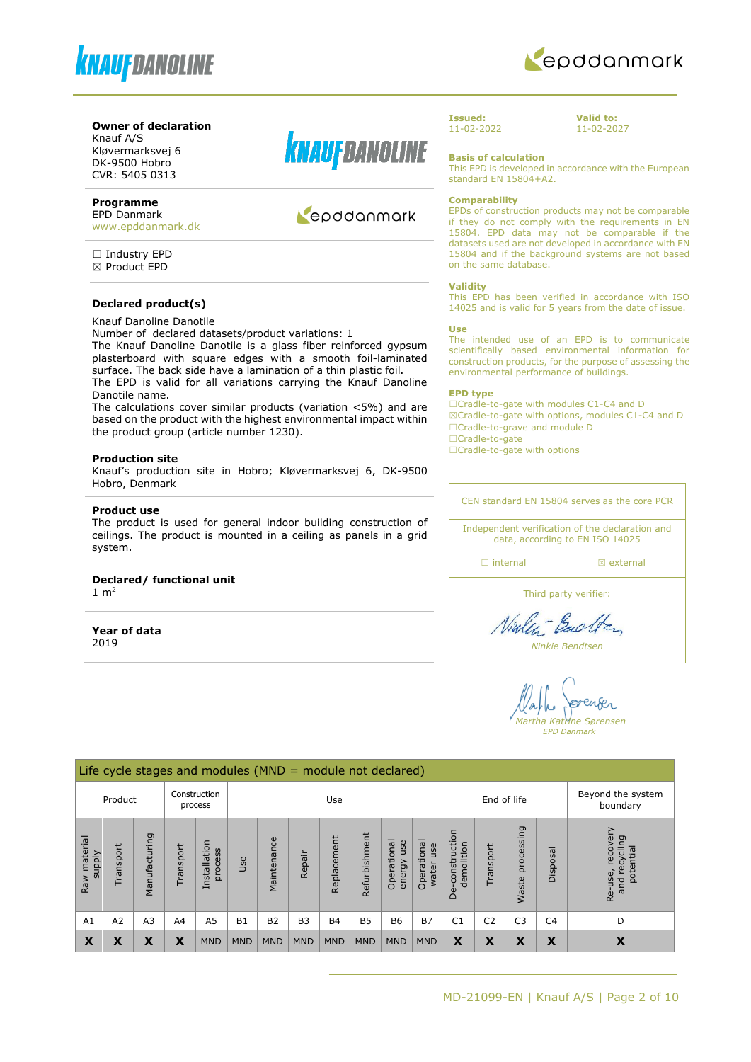**Owner of declaration**
Knauf A/S
Kløvermarksvej 6
DK-9500 Hobro
CVR: 5405 0313

**Programme**
EPD Danmark
www.epddanmark.dk

☐ Industry EPD
☒ Product EPD

**Declared product(s)**

Knauf Danoline Danotile
Number of declared datasets/product variations: 1
The Knauf Danoline Danotile is a glass fiber reinforced gypsum plasterboard with square edges with a smooth foil-laminated surface. The back side have a lamination of a thin plastic foil.
The EPD is valid for all variations carrying the Knauf Danoline Danotile name.
The calculations cover similar products (variation <5%) and are based on the product with the highest environmental impact within the product group (article number 1230).

**Production site**
Knauf's production site in Hobro; Kløvermarksvej 6, DK-9500 Hobro, Denmark

**Product use**
The product is used for general indoor building construction of ceilings. The product is mounted in a ceiling as panels in a grid system.

**Declared/ functional unit**
1 m$^2$

**Year of data**
2019

**Issued:**
11-02-2022

**Valid to:**
11-02-2027

**Basis of calculation**
This EPD is developed in accordance with the European standard EN 15804+A2.

**Comparability**
EPDs of construction products may not be comparable if they do not comply with the requirements in EN 15804. EPD data may not be comparable if the datasets used are not developed in accordance with EN 15804 and if the background systems are not based on the same database.

**Validity**
This EPD has been verified in accordance with ISO 14025 and is valid for 5 years from the date of issue.

**Use**
The intended use of an EPD is to communicate scientifically based environmental information for construction products, for the purpose of assessing the environmental performance of buildings.

**EPD type**
☐Cradle-to-gate with modules C1-C4 and D
☒Cradle-to-gate with options, modules C1-C4 and D
☐Cradle-to-grave and module D
☐Cradle-to-gate
☐Cradle-to-gate with options

CEN standard EN 15804 serves as the core PCR

Independent verification of the declaration and data, according to EN ISO 14025

☐ internal ☒ external

Third party verifier:

*Ninkie Bendtsen*

*Martha Katrine Sørensen*
*EPD Danmark*

| Life cycle stages and modules (MND = module not declared) | | | | | | | | | | | | | | | | |
|---|---|---|---|---|---|---|---|---|---|---|---|---|---|---|---|---|
| Product | | | Construction process | | Use | | | | | | | End of life | | | | Beyond the system boundary |
| Raw material supply | Transport | Manufacturing | Transport | Installation process | Use | Maintenance | Repair | Replacement | Refurbishment | Operational energy use | Operational water use | De-construction demolition | Transport | Waste processing | Disposal | Re-use, recovery and recycling potential |
| A1 | A2 | A3 | A4 | A5 | B1 | B2 | B3 | B4 | B5 | B6 | B7 | C1 | C2 | C3 | C4 | D |
| X | X | X | X | MND | MND | MND | MND | MND | MND | MND | MND | X | X | X | X | X |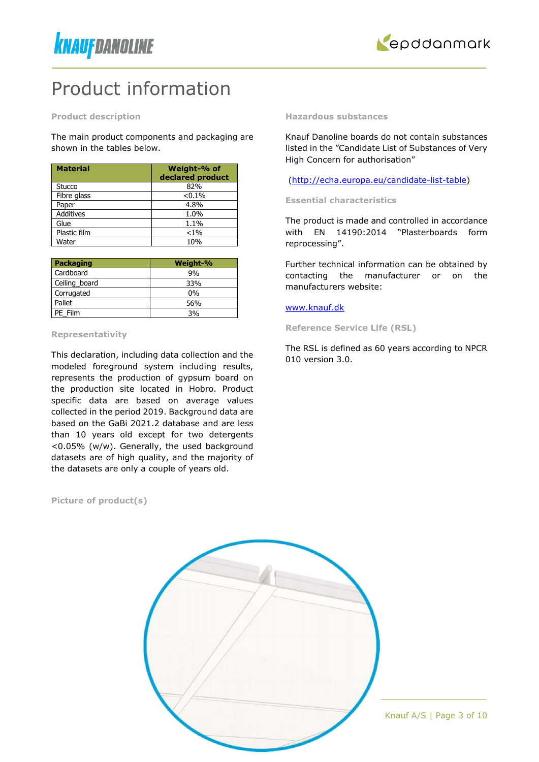# Product information

### Product description

The main product components and packaging are shown in the tables below.

| Material | Weight-% of declared product |
|---|---|
| Stucco | 82% |
| Fibre glass | <0.1% |
| Paper | 4.8% |
| Additives | 1.0% |
| Glue | 1.1% |
| Plastic film | <1% |
| Water | 10% |

| Packaging | Weight-% |
|---|---|
| Cardboard | 9% |
| Ceiling_board | 33% |
| Corrugated | 0% |
| Pallet | 56% |
| PE_Film | 3% |

### Representativity

This declaration, including data collection and the modeled foreground system including results, represents the production of gypsum board on the production site located in Hobro. Product specific data are based on average values collected in the period 2019. Background data are based on the GaBi 2021.2 database and are less than 10 years old except for two detergents <0.05% (w/w). Generally, the used background datasets are of high quality, and the majority of the datasets are only a couple of years old.

### Picture of product(s)

### Hazardous substances

Knauf Danoline boards do not contain substances listed in the "Candidate List of Substances of Very High Concern for authorisation"

(http://echa.europa.eu/candidate-list-table)

### Essential characteristics

The product is made and controlled in accordance with EN 14190:2014 "Plasterboards form reprocessing".

Further technical information can be obtained by contacting the manufacturer or on the manufacturers website:

www.knauf.dk

### Reference Service Life (RSL)

The RSL is defined as 60 years according to NPCR 010 version 3.0.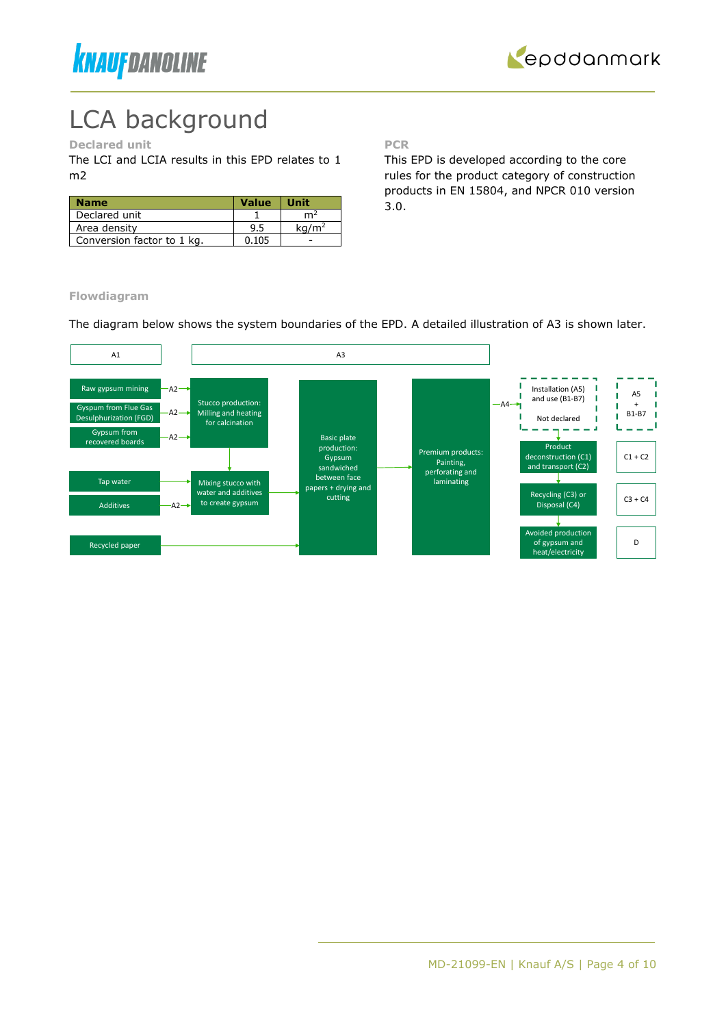# LCA background

### Declared unit

The LCI and LCIA results in this EPD relates to 1 m2

| Name | Value | Unit |
|---|---|---|
| Declared unit | 1 | $m^2$ |
| Area density | 9.5 | $kg/m^2$ |
| Conversion factor to 1 kg. | 0.105 | - |

### PCR

This EPD is developed according to the core rules for the product category of construction products in EN 15804, and NPCR 010 version 3.0.

### Flowdiagram

The diagram below shows the system boundaries of the EPD. A detailed illustration of A3 is shown later.

A1

A3

Raw gypsum mining —A2→

Gyspum from Flue Gas Desulphurization (FGD) —A2→

Gypsum from recovered boards —A2→

Stucco production: Milling and heating for calcination

Tap water →

Additives —A2→

Mixing stucco with water and additives to create gypsum

Recycled paper →

Basic plate production: Gypsum sandwiched between face papers + drying and cutting

Premium products: Painting, perforating and laminating

—A4→

Installation (A5) and use (B1-B7)

Not declared

Product deconstruction (C1) and transport (C2)

Recycling (C3) or Disposal (C4)

Avoided production of gypsum and heat/electricity

A5 + B1-B7

C1 + C2

C3 + C4

D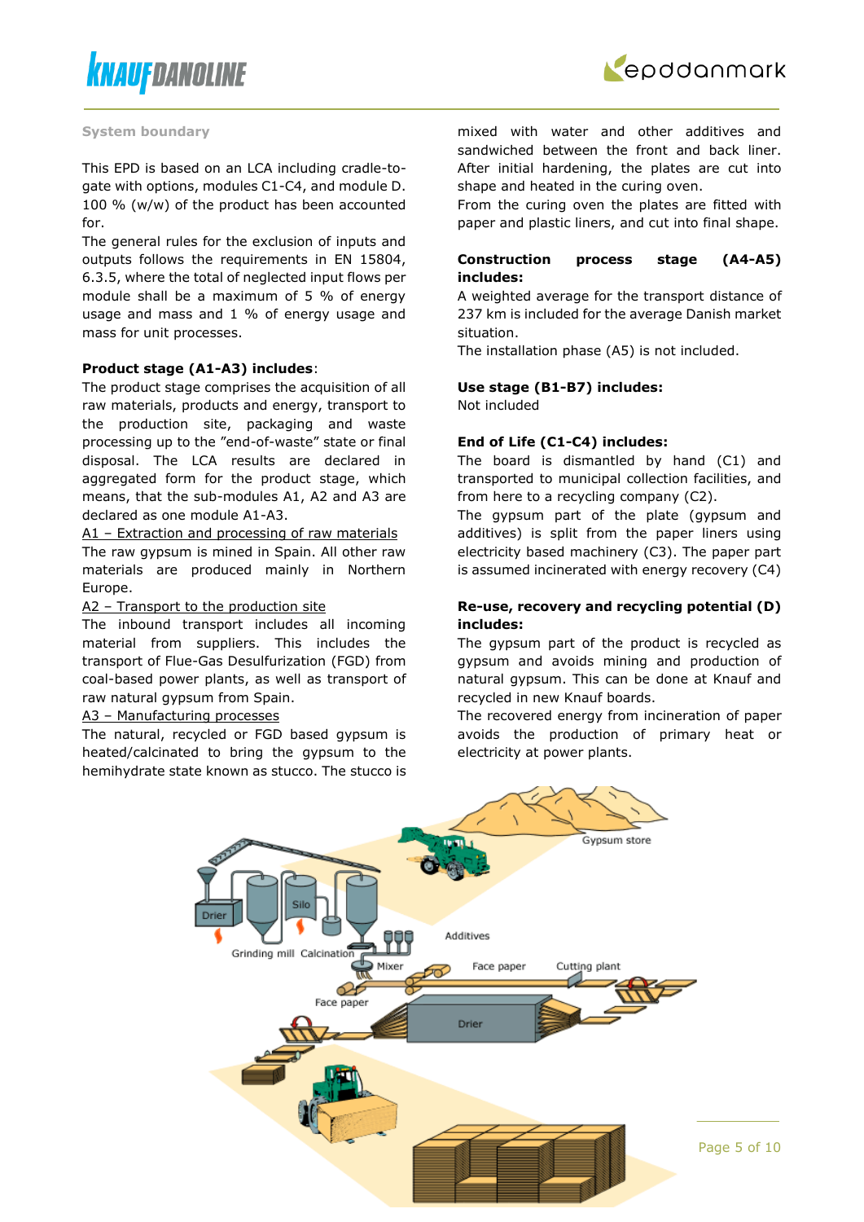### System boundary

This EPD is based on an LCA including cradle-to-gate with options, modules C1-C4, and module D. 100 % (w/w) of the product has been accounted for.

The general rules for the exclusion of inputs and outputs follows the requirements in EN 15804, 6.3.5, where the total of neglected input flows per module shall be a maximum of 5 % of energy usage and mass and 1 % of energy usage and mass for unit processes.

**Product stage (A1-A3) includes**:

The product stage comprises the acquisition of all raw materials, products and energy, transport to the production site, packaging and waste processing up to the "end-of-waste" state or final disposal. The LCA results are declared in aggregated form for the product stage, which means, that the sub-modules A1, A2 and A3 are declared as one module A1-A3.

A1 – Extraction and processing of raw materials

The raw gypsum is mined in Spain. All other raw materials are produced mainly in Northern Europe.

A2 – Transport to the production site

The inbound transport includes all incoming material from suppliers. This includes the transport of Flue-Gas Desulfurization (FGD) from coal-based power plants, as well as transport of raw natural gypsum from Spain.

A3 – Manufacturing processes

The natural, recycled or FGD based gypsum is heated/calcinated to bring the gypsum to the hemihydrate state known as stucco. The stucco is mixed with water and other additives and sandwiched between the front and back liner. After initial hardening, the plates are cut into shape and heated in the curing oven.

From the curing oven the plates are fitted with paper and plastic liners, and cut into final shape.

**Construction process stage (A4-A5) includes:**

A weighted average for the transport distance of 237 km is included for the average Danish market situation.

The installation phase (A5) is not included.

**Use stage (B1-B7) includes:**

Not included

**End of Life (C1-C4) includes:**

The board is dismantled by hand (C1) and transported to municipal collection facilities, and from here to a recycling company (C2).

The gypsum part of the plate (gypsum and additives) is split from the paper liners using electricity based machinery (C3). The paper part is assumed incinerated with energy recovery (C4)

**Re-use, recovery and recycling potential (D) includes:**

The gypsum part of the product is recycled as gypsum and avoids mining and production of natural gypsum. This can be done at Knauf and recycled in new Knauf boards.

The recovered energy from incineration of paper avoids the production of primary heat or electricity at power plants.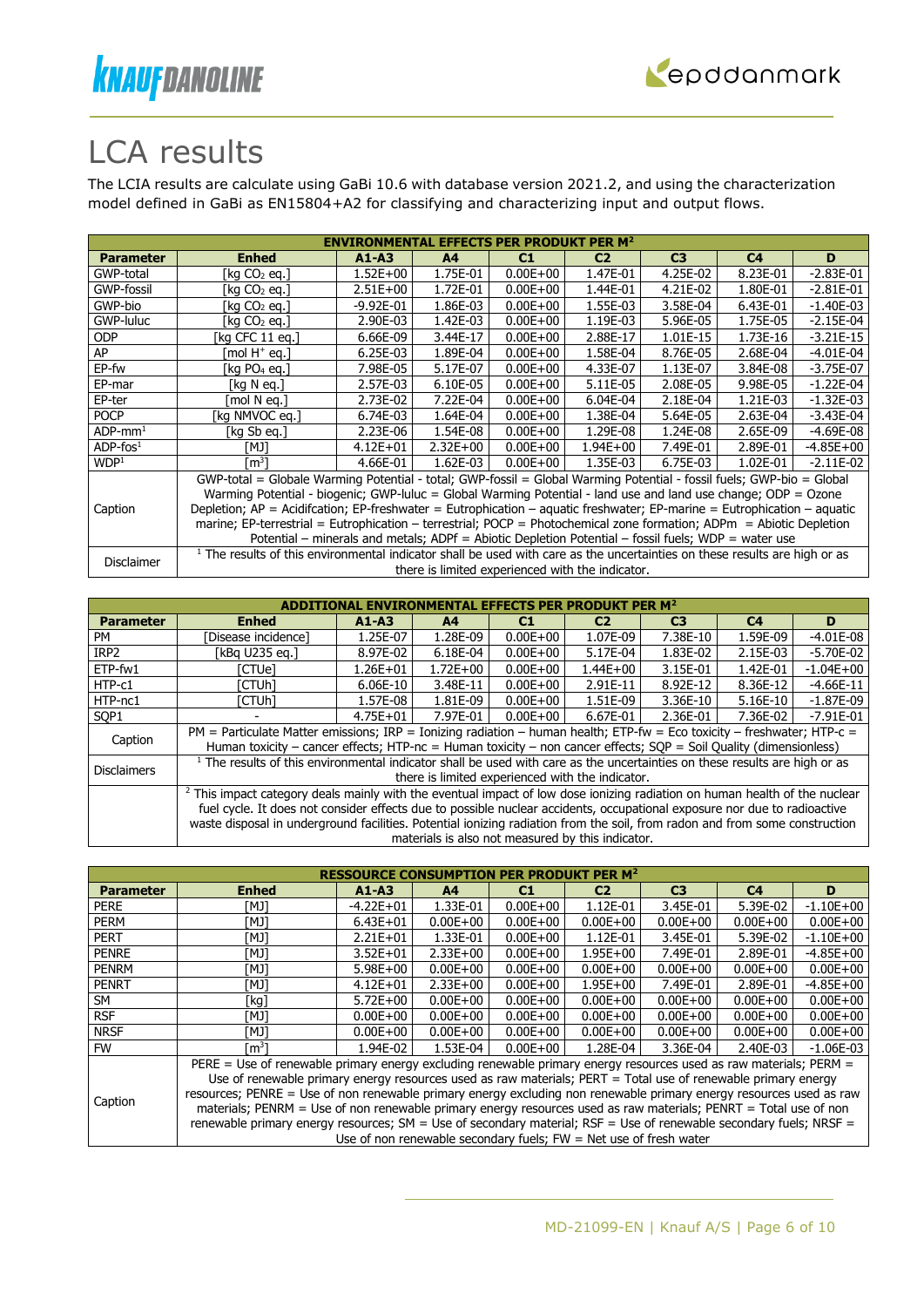# LCA results

The LCIA results are calculate using GaBi 10.6 with database version 2021.2, and using the characterization model defined in GaBi as EN15804+A2 for classifying and characterizing input and output flows.

| ENVIRONMENTAL EFFECTS PER PRODUKT PER M² | | | | | | | | |
|---|---|---|---|---|---|---|---|---|
| **Parameter** | **Enhed** | **A1-A3** | **A4** | **C1** | **C2** | **C3** | **C4** | **D** |
| GWP-total | [kg $CO_2$ eq.] | 1.52E+00 | 1.75E-01 | 0.00E+00 | 1.47E-01 | 4.25E-02 | 8.23E-01 | -2.83E-01 |
| GWP-fossil | [kg $CO_2$ eq.] | 2.51E+00 | 1.72E-01 | 0.00E+00 | 1.44E-01 | 4.21E-02 | 1.80E-01 | -2.81E-01 |
| GWP-bio | [kg $CO_2$ eq.] | -9.92E-01 | 1.86E-03 | 0.00E+00 | 1.55E-03 | 3.58E-04 | 6.43E-01 | -1.40E-03 |
| GWP-luluc | [kg $CO_2$ eq.] | 2.90E-03 | 1.42E-03 | 0.00E+00 | 1.19E-03 | 5.96E-05 | 1.75E-05 | -2.15E-04 |
| ODP | [kg CFC 11 eq.] | 6.66E-09 | 3.44E-17 | 0.00E+00 | 2.88E-17 | 1.01E-15 | 1.73E-16 | -3.21E-15 |
| AP | [mol $H^+$ eq.] | 6.25E-03 | 1.89E-04 | 0.00E+00 | 1.58E-04 | 8.76E-05 | 2.68E-04 | -4.01E-04 |
| EP-fw | [kg $PO_4$ eq.] | 7.98E-05 | 5.17E-07 | 0.00E+00 | 4.33E-07 | 1.13E-07 | 3.84E-08 | -3.75E-07 |
| EP-mar | [kg N eq.] | 2.57E-03 | 6.10E-05 | 0.00E+00 | 5.11E-05 | 2.08E-05 | 9.98E-05 | -1.22E-04 |
| EP-ter | [mol N eq.] | 2.73E-02 | 7.22E-04 | 0.00E+00 | 6.04E-04 | 2.18E-04 | 1.21E-03 | -1.32E-03 |
| POCP | [kg NMVOC eq.] | 6.74E-03 | 1.64E-04 | 0.00E+00 | 1.38E-04 | 5.64E-05 | 2.63E-04 | -3.43E-04 |
| ADP-mm[1] | [kg Sb eq.] | 2.23E-06 | 1.54E-08 | 0.00E+00 | 1.29E-08 | 1.24E-08 | 2.65E-09 | -4.69E-08 |
| ADP-fos[1] | [MJ] | 4.12E+01 | 2.32E+00 | 0.00E+00 | 1.94E+00 | 7.49E-01 | 2.89E-01 | -4.85E+00 |
| WDP[1] | [$m^3$] | 4.66E-01 | 1.62E-03 | 0.00E+00 | 1.35E-03 | 6.75E-03 | 1.02E-01 | -2.11E-02 |
| Caption | GWP-total = Globale Warming Potential - total; GWP-fossil = Global Warming Potential - fossil fuels; GWP-bio = Global Warming Potential - biogenic; GWP-luluc = Global Warming Potential - land use and land use change; ODP = Ozone Depletion; AP = Acidifcation; EP-freshwater = Eutrophication – aquatic freshwater; EP-marine = Eutrophication – aquatic marine; EP-terrestrial = Eutrophication – terrestrial; POCP = Photochemical zone formation; ADPm = Abiotic Depletion Potential – minerals and metals; ADPf = Abiotic Depletion Potential – fossil fuels; WDP = water use | | | | | | | |
| Disclaimer | [1] The results of this environmental indicator shall be used with care as the uncertainties on these results are high or as there is limited experienced with the indicator. | | | | | | | |

| ADDITIONAL ENVIRONMENTAL EFFECTS PER PRODUKT PER M² | | | | | | | | |
|---|---|---|---|---|---|---|---|---|
| **Parameter** | **Enhed** | **A1-A3** | **A4** | **C1** | **C2** | **C3** | **C4** | **D** |
| PM | [Disease incidence] | 1.25E-07 | 1.28E-09 | 0.00E+00 | 1.07E-09 | 7.38E-10 | 1.59E-09 | -4.01E-08 |
| IRP2 | [kBq U235 eq.] | 8.97E-02 | 6.18E-04 | 0.00E+00 | 5.17E-04 | 1.83E-02 | 2.15E-03 | -5.70E-02 |
| ETP-fw1 | [CTUe] | 1.26E+01 | 1.72E+00 | 0.00E+00 | 1.44E+00 | 3.15E-01 | 1.42E-01 | -1.04E+00 |
| HTP-c1 | [CTUh] | 6.06E-10 | 3.48E-11 | 0.00E+00 | 2.91E-11 | 8.92E-12 | 8.36E-12 | -4.66E-11 |
| HTP-nc1 | [CTUh] | 1.57E-08 | 1.81E-09 | 0.00E+00 | 1.51E-09 | 3.36E-10 | 5.16E-10 | -1.87E-09 |
| SQP1 | - | 4.75E+01 | 7.97E-01 | 0.00E+00 | 6.67E-01 | 2.36E-01 | 7.36E-02 | -7.91E-01 |
| Caption | PM = Particulate Matter emissions; IRP = Ionizing radiation – human health; ETP-fw = Eco toxicity – freshwater; HTP-c = Human toxicity – cancer effects; HTP-nc = Human toxicity – non cancer effects; SQP = Soil Quality (dimensionless) | | | | | | | |
| Disclaimers | [1] The results of this environmental indicator shall be used with care as the uncertainties on these results are high or as there is limited experienced with the indicator. | | | | | | | |
| | [2] This impact category deals mainly with the eventual impact of low dose ionizing radiation on human health of the nuclear fuel cycle. It does not consider effects due to possible nuclear accidents, occupational exposure nor due to radioactive waste disposal in underground facilities. Potential ionizing radiation from the soil, from radon and from some construction materials is also not measured by this indicator. | | | | | | | |

| RESSOURCE CONSUMPTION PER PRODUKT PER M² | | | | | | | | |
|---|---|---|---|---|---|---|---|---|
| **Parameter** | **Enhed** | **A1-A3** | **A4** | **C1** | **C2** | **C3** | **C4** | **D** |
| PERE | [MJ] | -4.22E+01 | 1.33E-01 | 0.00E+00 | 1.12E-01 | 3.45E-01 | 5.39E-02 | -1.10E+00 |
| PERM | [MJ] | 6.43E+01 | 0.00E+00 | 0.00E+00 | 0.00E+00 | 0.00E+00 | 0.00E+00 | 0.00E+00 |
| PERT | [MJ] | 2.21E+01 | 1.33E-01 | 0.00E+00 | 1.12E-01 | 3.45E-01 | 5.39E-02 | -1.10E+00 |
| PENRE | [MJ] | 3.52E+01 | 2.33E+00 | 0.00E+00 | 1.95E+00 | 7.49E-01 | 2.89E-01 | -4.85E+00 |
| PENRM | [MJ] | 5.98E+00 | 0.00E+00 | 0.00E+00 | 0.00E+00 | 0.00E+00 | 0.00E+00 | 0.00E+00 |
| PENRT | [MJ] | 4.12E+01 | 2.33E+00 | 0.00E+00 | 1.95E+00 | 7.49E-01 | 2.89E-01 | -4.85E+00 |
| SM | [kg] | 5.72E+00 | 0.00E+00 | 0.00E+00 | 0.00E+00 | 0.00E+00 | 0.00E+00 | 0.00E+00 |
| RSF | [MJ] | 0.00E+00 | 0.00E+00 | 0.00E+00 | 0.00E+00 | 0.00E+00 | 0.00E+00 | 0.00E+00 |
| NRSF | [MJ] | 0.00E+00 | 0.00E+00 | 0.00E+00 | 0.00E+00 | 0.00E+00 | 0.00E+00 | 0.00E+00 |
| FW | [$m^3$] | 1.94E-02 | 1.53E-04 | 0.00E+00 | 1.28E-04 | 3.36E-04 | 2.40E-03 | -1.06E-03 |
| Caption | PERE = Use of renewable primary energy excluding renewable primary energy resources used as raw materials; PERM = Use of renewable primary energy resources used as raw materials; PERT = Total use of renewable primary energy resources; PENRE = Use of non renewable primary energy excluding non renewable primary energy resources used as raw materials; PENRM = Use of non renewable primary energy resources used as raw materials; PENRT = Total use of non renewable primary energy resources; SM = Use of secondary material; RSF = Use of renewable secondary fuels; NRSF = Use of non renewable secondary fuels; FW = Net use of fresh water | | | | | | | |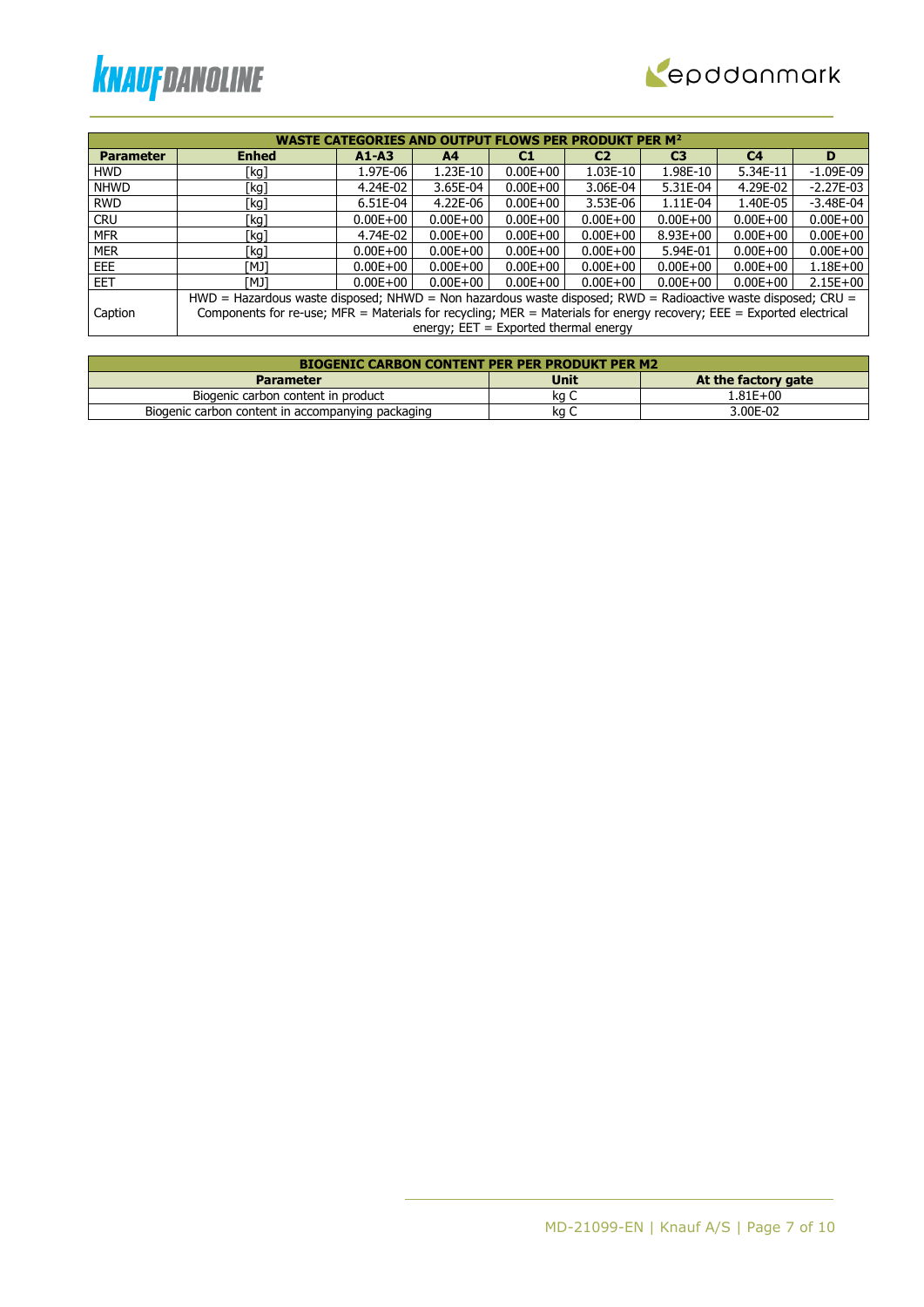| WASTE CATEGORIES AND OUTPUT FLOWS PER PRODUKT PER M² | | | | | | | | |
|---|---|---|---|---|---|---|---|---|
| **Parameter** | **Enhed** | **A1-A3** | **A4** | **C1** | **C2** | **C3** | **C4** | **D** |
| HWD | [kg] | 1.97E-06 | 1.23E-10 | 0.00E+00 | 1.03E-10 | 1.98E-10 | 5.34E-11 | -1.09E-09 |
| NHWD | [kg] | 4.24E-02 | 3.65E-04 | 0.00E+00 | 3.06E-04 | 5.31E-04 | 4.29E-02 | -2.27E-03 |
| RWD | [kg] | 6.51E-04 | 4.22E-06 | 0.00E+00 | 3.53E-06 | 1.11E-04 | 1.40E-05 | -3.48E-04 |
| CRU | [kg] | 0.00E+00 | 0.00E+00 | 0.00E+00 | 0.00E+00 | 0.00E+00 | 0.00E+00 | 0.00E+00 |
| MFR | [kg] | 4.74E-02 | 0.00E+00 | 0.00E+00 | 0.00E+00 | 8.93E+00 | 0.00E+00 | 0.00E+00 |
| MER | [kg] | 0.00E+00 | 0.00E+00 | 0.00E+00 | 0.00E+00 | 5.94E-01 | 0.00E+00 | 0.00E+00 |
| EEE | [MJ] | 0.00E+00 | 0.00E+00 | 0.00E+00 | 0.00E+00 | 0.00E+00 | 0.00E+00 | 1.18E+00 |
| EET | [MJ] | 0.00E+00 | 0.00E+00 | 0.00E+00 | 0.00E+00 | 0.00E+00 | 0.00E+00 | 2.15E+00 |
| Caption | HWD = Hazardous waste disposed; NHWD = Non hazardous waste disposed; RWD = Radioactive waste disposed; CRU = Components for re-use; MFR = Materials for recycling; MER = Materials for energy recovery; EEE = Exported electrical energy; EET = Exported thermal energy | | | | | | | |

| BIOGENIC CARBON CONTENT PER PER PRODUKT PER M2 | | |
|---|---|---|
| **Parameter** | **Unit** | **At the factory gate** |
| Biogenic carbon content in product | kg C | 1.81E+00 |
| Biogenic carbon content in accompanying packaging | kg C | 3.00E-02 |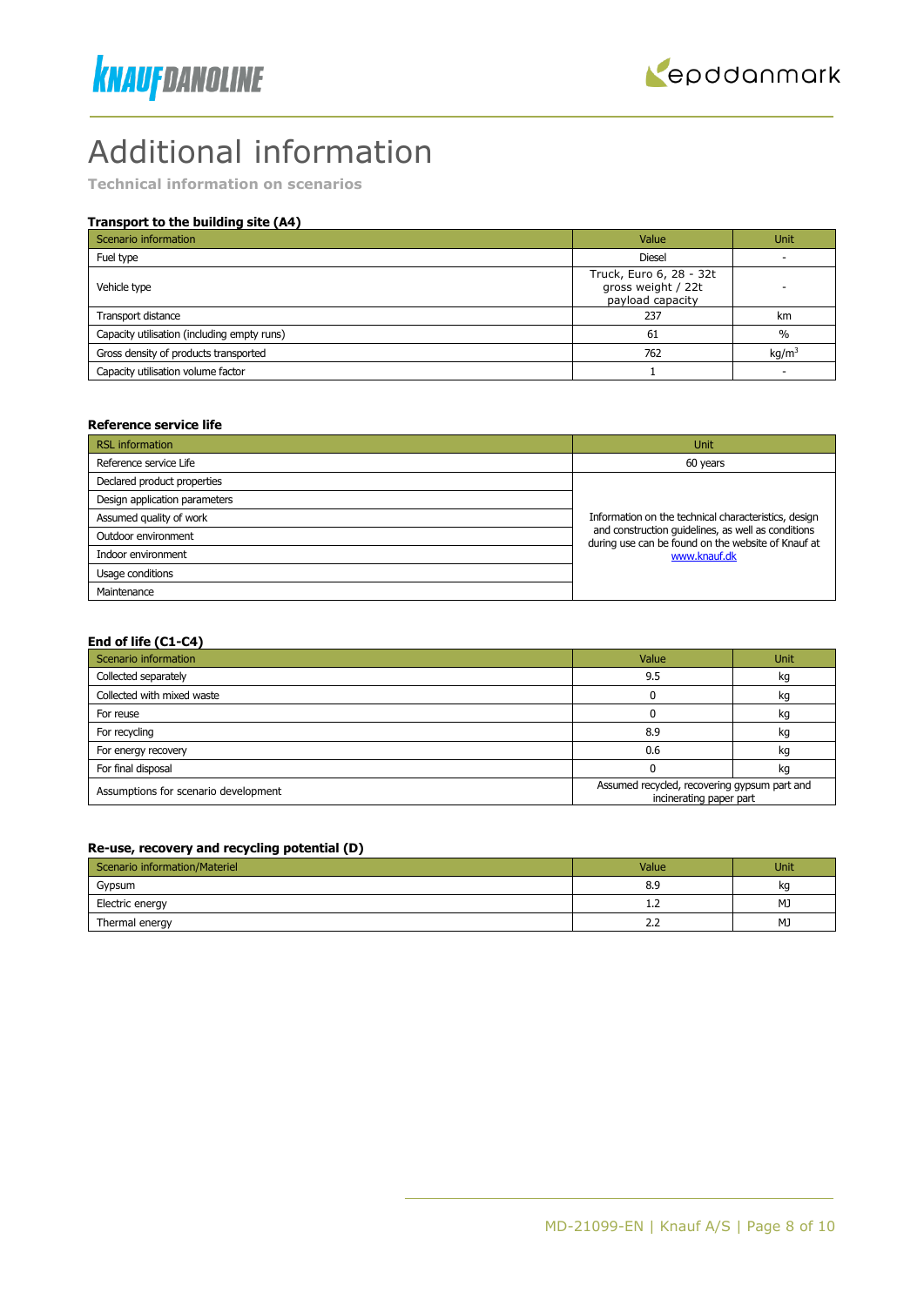# Additional information

**Technical information on scenarios**

**Transport to the building site (A4)**

| Scenario information | Value | Unit |
|---|---|---|
| Fuel type | Diesel | - |
| Vehicle type | Truck, Euro 6, 28 - 32t gross weight / 22t payload capacity | - |
| Transport distance | 237 | km |
| Capacity utilisation (including empty runs) | 61 | % |
| Gross density of products transported | 762 | $kg/m^3$ |
| Capacity utilisation volume factor | 1 | - |

**Reference service life**

| RSL information | Unit |
|---|---|
| Reference service Life | 60 years |
| Declared product properties | Information on the technical characteristics, design and construction guidelines, as well as conditions during use can be found on the website of Knauf at www.knauf.dk |
| Design application parameters | |
| Assumed quality of work | |
| Outdoor environment | |
| Indoor environment | |
| Usage conditions | |
| Maintenance | |

**End of life (C1-C4)**

| Scenario information | Value | Unit |
|---|---|---|
| Collected separately | 9.5 | kg |
| Collected with mixed waste | 0 | kg |
| For reuse | 0 | kg |
| For recycling | 8.9 | kg |
| For energy recovery | 0.6 | kg |
| For final disposal | 0 | kg |
| Assumptions for scenario development | Assumed recycled, recovering gypsum part and incinerating paper part | |

**Re-use, recovery and recycling potential (D)**

| Scenario information/Materiel | Value | Unit |
|---|---|---|
| Gypsum | 8.9 | kg |
| Electric energy | 1.2 | MJ |
| Thermal energy | 2.2 | MJ |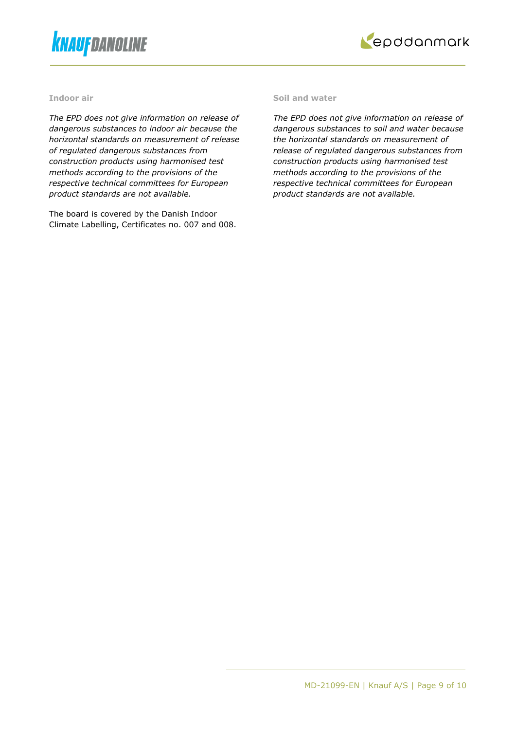### Indoor air

*The EPD does not give information on release of dangerous substances to indoor air because the horizontal standards on measurement of release of regulated dangerous substances from construction products using harmonised test methods according to the provisions of the respective technical committees for European product standards are not available.*

The board is covered by the Danish Indoor Climate Labelling, Certificates no. 007 and 008.

### Soil and water

*The EPD does not give information on release of dangerous substances to soil and water because the horizontal standards on measurement of release of regulated dangerous substances from construction products using harmonised test methods according to the provisions of the respective technical committees for European product standards are not available.*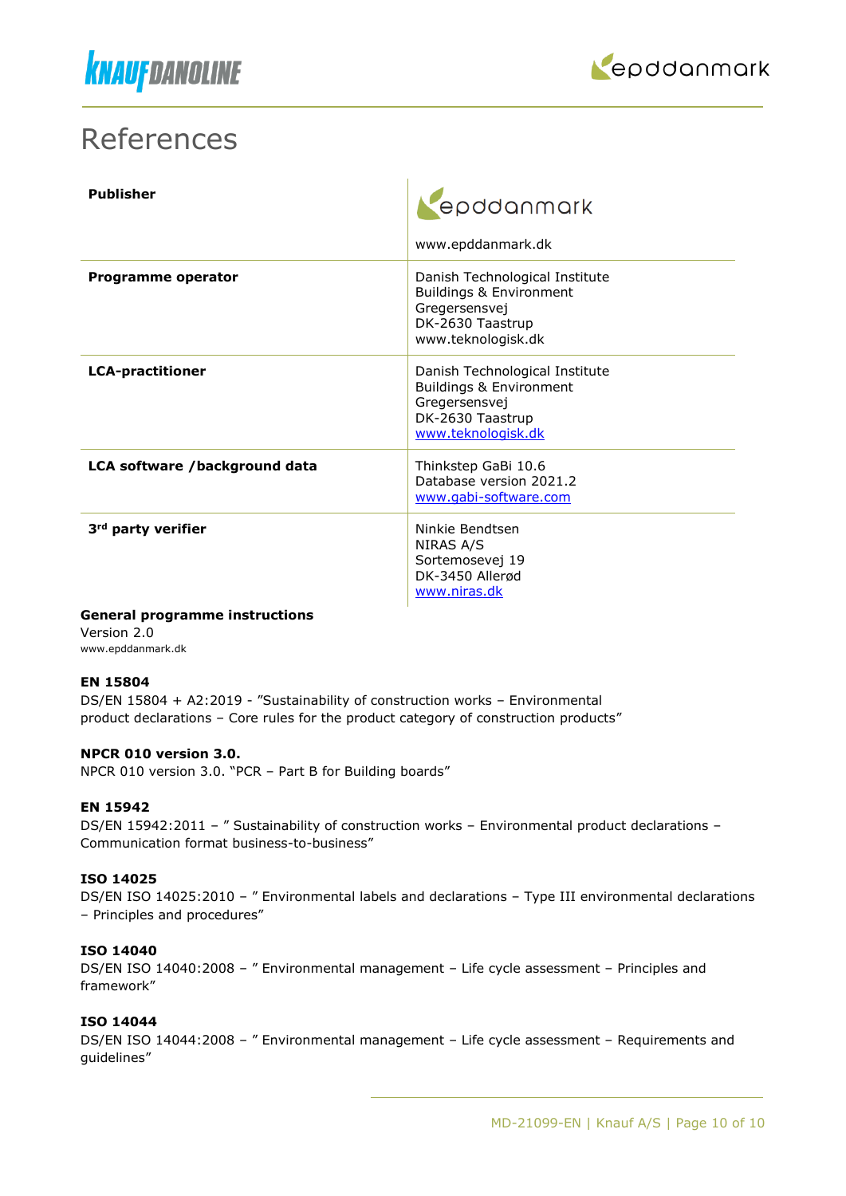# References

| | |
|---|---|
| **Publisher** | epddanmark<br>www.epddanmark.dk |
| **Programme operator** | Danish Technological Institute<br>Buildings & Environment<br>Gregersensvej<br>DK-2630 Taastrup<br>www.teknologisk.dk |
| **LCA-practitioner** | Danish Technological Institute<br>Buildings & Environment<br>Gregersensvej<br>DK-2630 Taastrup<br>www.teknologisk.dk |
| **LCA software /background data** | Thinkstep GaBi 10.6<br>Database version 2021.2<br>www.gabi-software.com |
| **3rd party verifier** | Ninkie Bendtsen<br>NIRAS A/S<br>Sortemosevej 19<br>DK-3450 Allerød<br>www.niras.dk |

**General programme instructions**
Version 2.0
www.epddanmark.dk

**EN 15804**
DS/EN 15804 + A2:2019 - "Sustainability of construction works – Environmental product declarations – Core rules for the product category of construction products"

**NPCR 010 version 3.0.**
NPCR 010 version 3.0. "PCR – Part B for Building boards"

**EN 15942**
DS/EN 15942:2011 – " Sustainability of construction works – Environmental product declarations – Communication format business-to-business"

**ISO 14025**
DS/EN ISO 14025:2010 – " Environmental labels and declarations – Type III environmental declarations – Principles and procedures"

**ISO 14040**
DS/EN ISO 14040:2008 – " Environmental management – Life cycle assessment – Principles and framework"

**ISO 14044**
DS/EN ISO 14044:2008 – " Environmental management – Life cycle assessment – Requirements and guidelines"